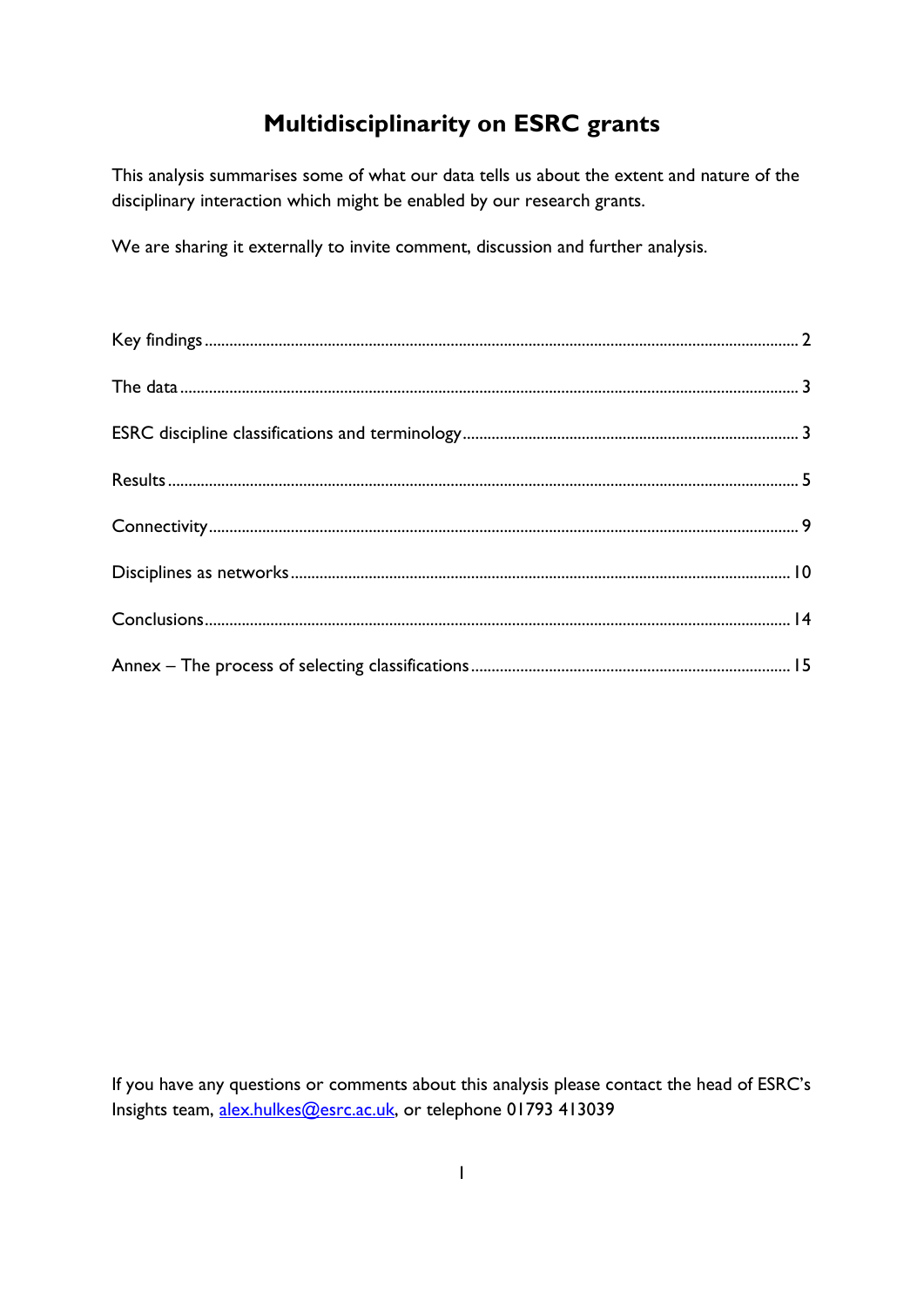# Multidisciplinarity on ESRC grants

This analysis summarises some of what our data tells us about the extent and nature of the disciplinary interaction which might be enabled by our research grants.

We are sharing it externally to invite comment, discussion and further analysis.

| | |
|---|---|
| Key findings | 2 |
| The data | 3 |
| ESRC discipline classifications and terminology | 3 |
| Results | 5 |
| Connectivity | 9 |
| Disciplines as networks | 10 |
| Conclusions | 14 |
| Annex – The process of selecting classifications | 15 |

If you have any questions or comments about this analysis please contact the head of ESRC's Insights team, [alex.hulkes@esrc.ac.uk](mailto:alex.hulkes@esrc.ac.uk), or telephone 01793 413039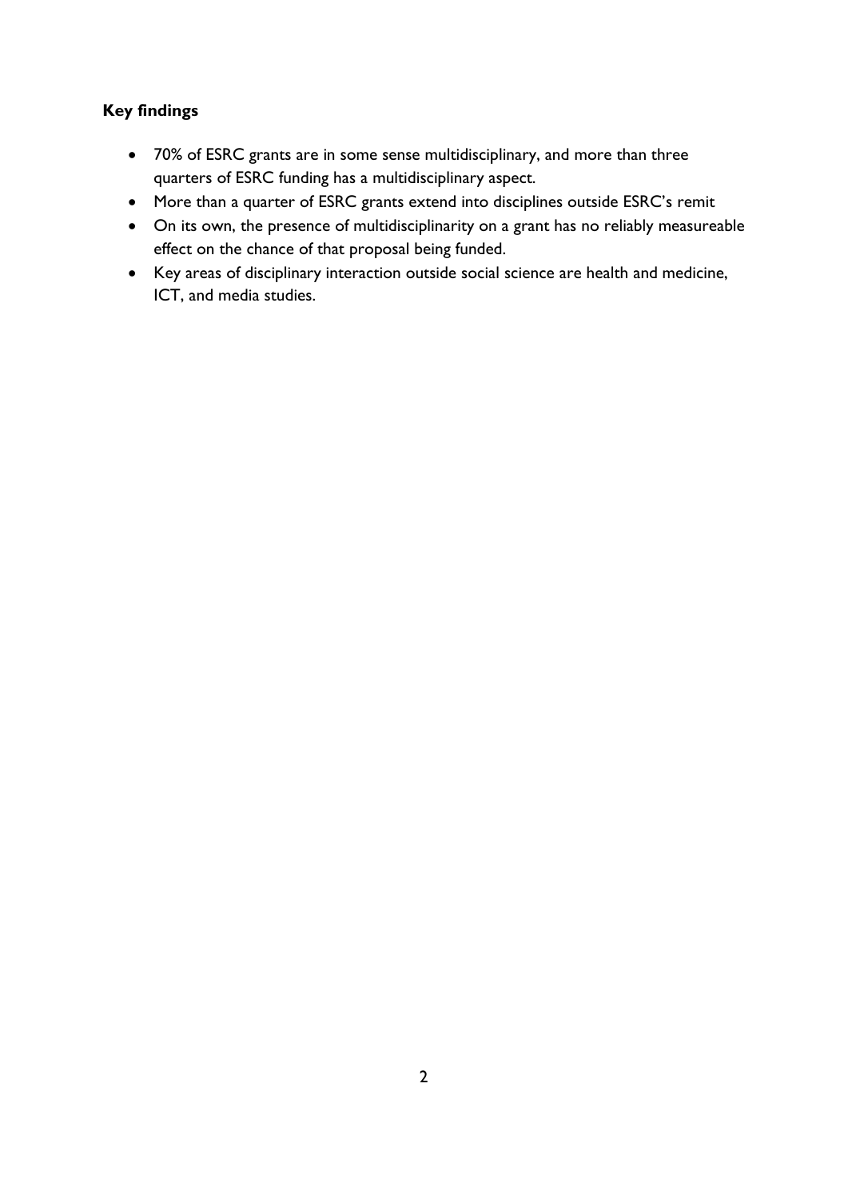### Key findings

- 70% of ESRC grants are in some sense multidisciplinary, and more than three quarters of ESRC funding has a multidisciplinary aspect.
- More than a quarter of ESRC grants extend into disciplines outside ESRC's remit
- On its own, the presence of multidisciplinarity on a grant has no reliably measureable effect on the chance of that proposal being funded.
- Key areas of disciplinary interaction outside social science are health and medicine, ICT, and media studies.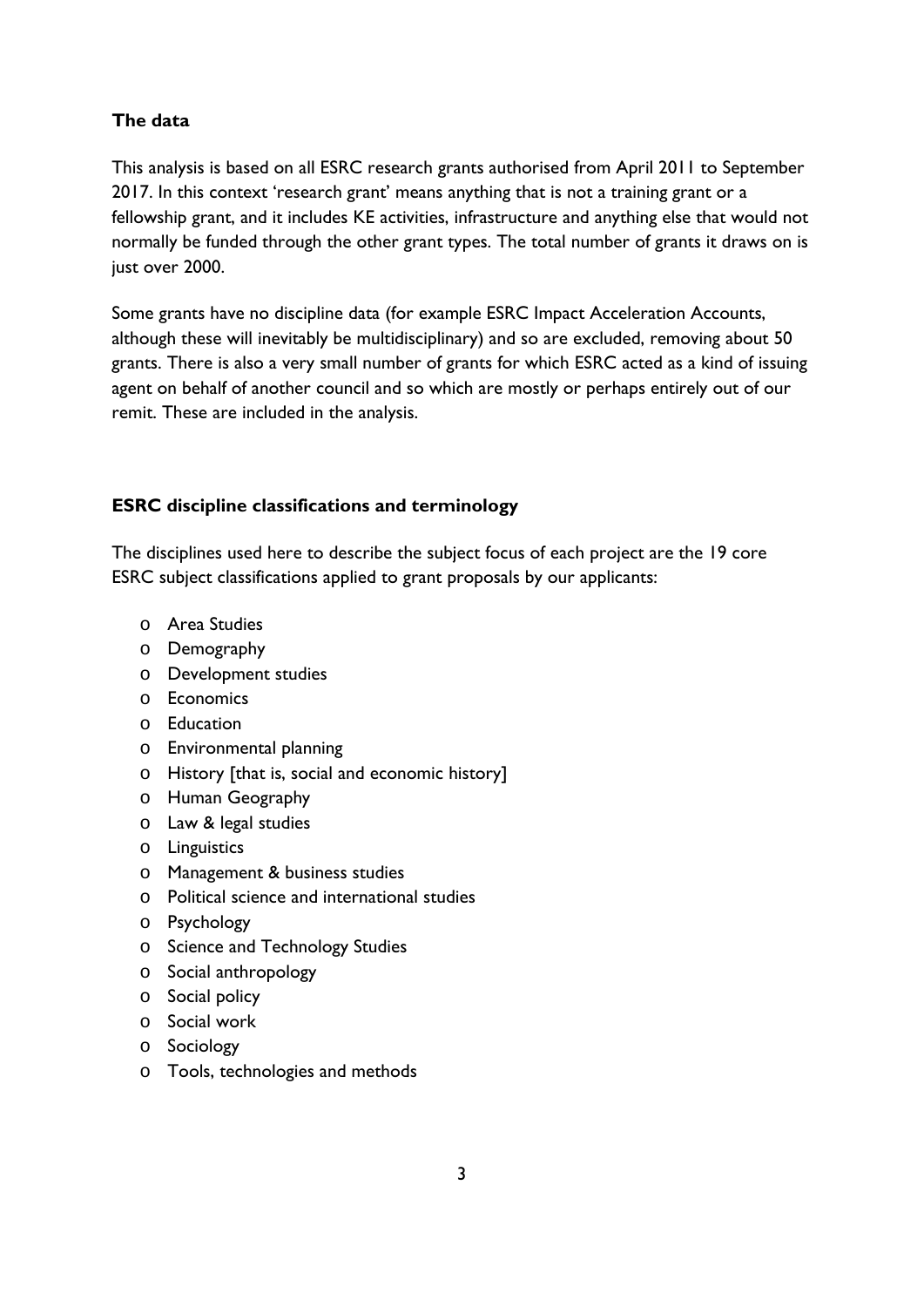**The data**

This analysis is based on all ESRC research grants authorised from April 2011 to September 2017. In this context 'research grant' means anything that is not a training grant or a fellowship grant, and it includes KE activities, infrastructure and anything else that would not normally be funded through the other grant types. The total number of grants it draws on is just over 2000.

Some grants have no discipline data (for example ESRC Impact Acceleration Accounts, although these will inevitably be multidisciplinary) and so are excluded, removing about 50 grants. There is also a very small number of grants for which ESRC acted as a kind of issuing agent on behalf of another council and so which are mostly or perhaps entirely out of our remit. These are included in the analysis.

**ESRC discipline classifications and terminology**

The disciplines used here to describe the subject focus of each project are the 19 core ESRC subject classifications applied to grant proposals by our applicants:

- Area Studies
- Demography
- Development studies
- Economics
- Education
- Environmental planning
- History [that is, social and economic history]
- Human Geography
- Law & legal studies
- Linguistics
- Management & business studies
- Political science and international studies
- Psychology
- Science and Technology Studies
- Social anthropology
- Social policy
- Social work
- Sociology
- Tools, technologies and methods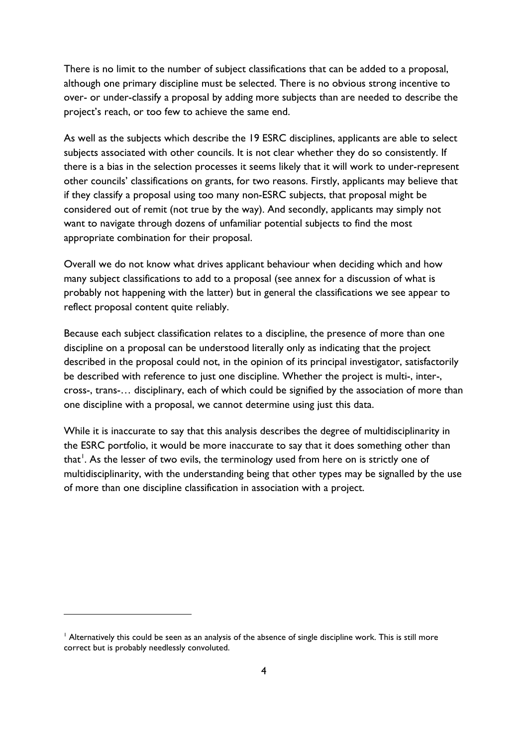There is no limit to the number of subject classifications that can be added to a proposal, although one primary discipline must be selected. There is no obvious strong incentive to over- or under-classify a proposal by adding more subjects than are needed to describe the project's reach, or too few to achieve the same end.

As well as the subjects which describe the 19 ESRC disciplines, applicants are able to select subjects associated with other councils. It is not clear whether they do so consistently. If there is a bias in the selection processes it seems likely that it will work to under-represent other councils' classifications on grants, for two reasons. Firstly, applicants may believe that if they classify a proposal using too many non-ESRC subjects, that proposal might be considered out of remit (not true by the way). And secondly, applicants may simply not want to navigate through dozens of unfamiliar potential subjects to find the most appropriate combination for their proposal.

Overall we do not know what drives applicant behaviour when deciding which and how many subject classifications to add to a proposal (see annex for a discussion of what is probably not happening with the latter) but in general the classifications we see appear to reflect proposal content quite reliably.

Because each subject classification relates to a discipline, the presence of more than one discipline on a proposal can be understood literally only as indicating that the project described in the proposal could not, in the opinion of its principal investigator, satisfactorily be described with reference to just one discipline. Whether the project is multi-, inter-, cross-, trans-… disciplinary, each of which could be signified by the association of more than one discipline with a proposal, we cannot determine using just this data.

While it is inaccurate to say that this analysis describes the degree of multidisciplinarity in the ESRC portfolio, it would be more inaccurate to say that it does something other than that[1]. As the lesser of two evils, the terminology used from here on is strictly one of multidisciplinarity, with the understanding being that other types may be signalled by the use of more than one discipline classification in association with a project.

---

[1] Alternatively this could be seen as an analysis of the absence of single discipline work. This is still more correct but is probably needlessly convoluted.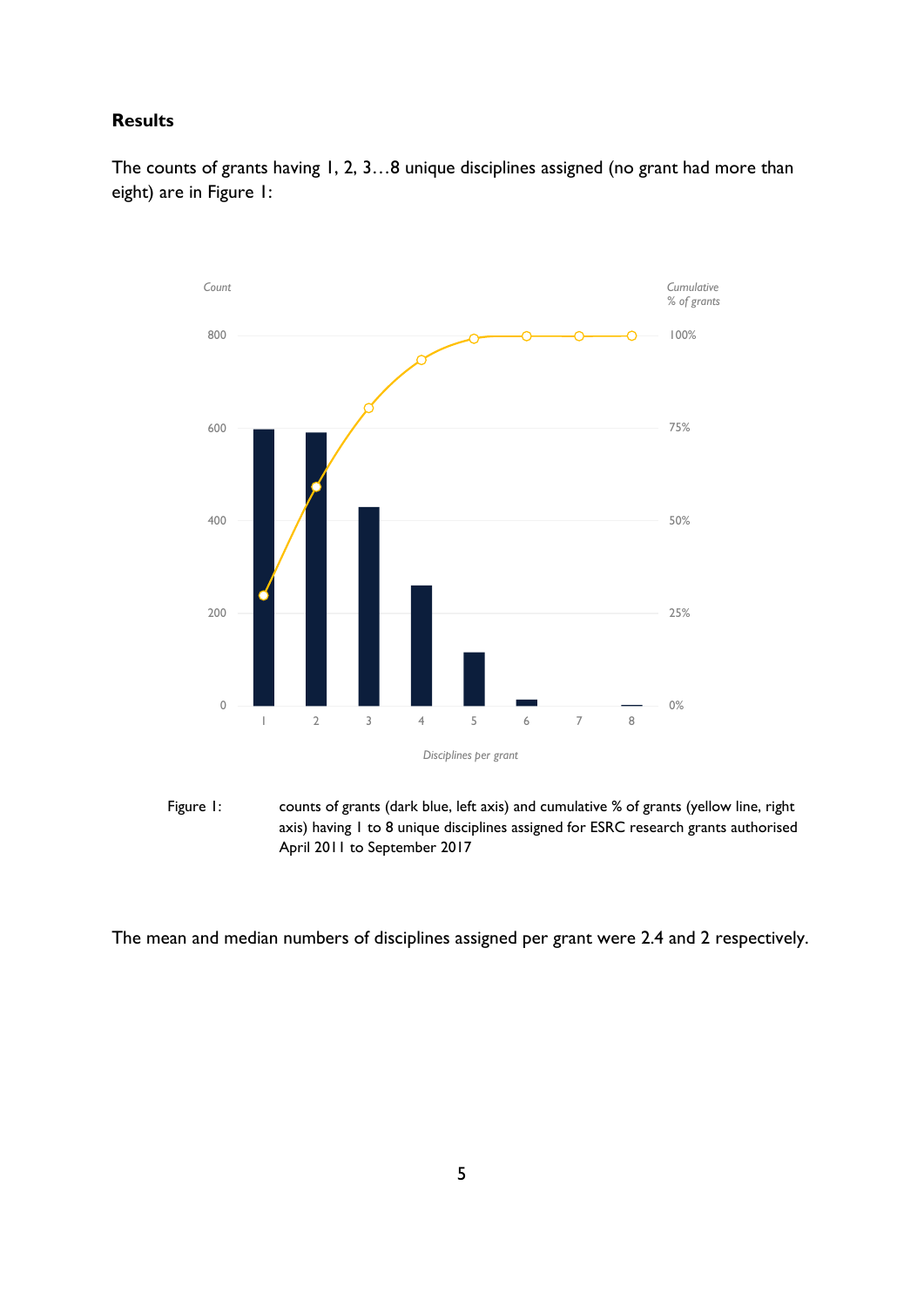## Results

The counts of grants having 1, 2, 3…8 unique disciplines assigned (no grant had more than eight) are in Figure 1:

Figure 1: counts of grants (dark blue, left axis) and cumulative % of grants (yellow line, right axis) having 1 to 8 unique disciplines assigned for ESRC research grants authorised April 2011 to September 2017

The mean and median numbers of disciplines assigned per grant were 2.4 and 2 respectively.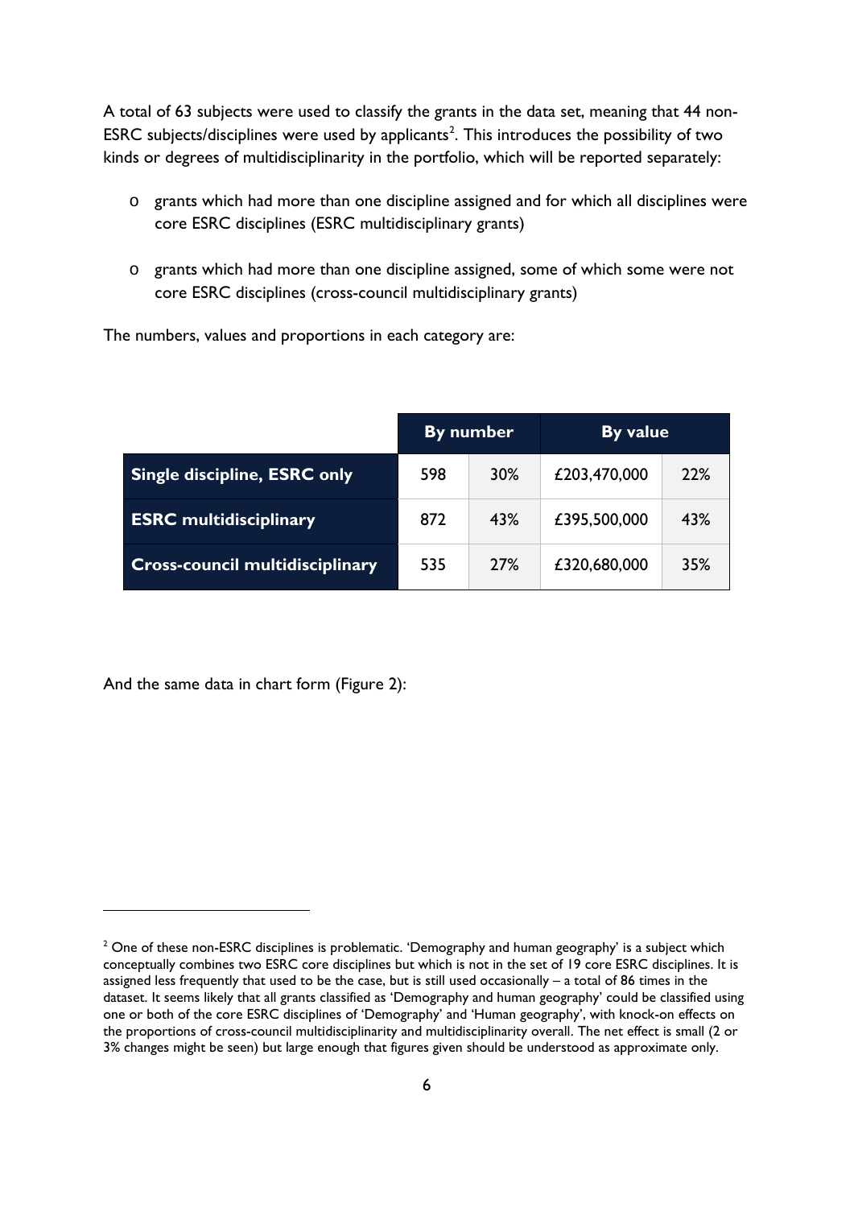A total of 63 subjects were used to classify the grants in the data set, meaning that 44 non-ESRC subjects/disciplines were used by applicants[2]. This introduces the possibility of two kinds or degrees of multidisciplinarity in the portfolio, which will be reported separately:

- grants which had more than one discipline assigned and for which all disciplines were core ESRC disciplines (ESRC multidisciplinary grants)
- grants which had more than one discipline assigned, some of which some were not core ESRC disciplines (cross-council multidisciplinary grants)

The numbers, values and proportions in each category are:

| | By number | | By value | |
|---|---|---|---|---|
| **Single discipline, ESRC only** | 598 | 30% | £203,470,000 | 22% |
| **ESRC multidisciplinary** | 872 | 43% | £395,500,000 | 43% |
| **Cross-council multidisciplinary** | 535 | 27% | £320,680,000 | 35% |

And the same data in chart form (Figure 2):

[2] One of these non-ESRC disciplines is problematic. 'Demography and human geography' is a subject which conceptually combines two ESRC core disciplines but which is not in the set of 19 core ESRC disciplines. It is assigned less frequently that used to be the case, but is still used occasionally – a total of 86 times in the dataset. It seems likely that all grants classified as 'Demography and human geography' could be classified using one or both of the core ESRC disciplines of 'Demography' and 'Human geography', with knock-on effects on the proportions of cross-council multidisciplinarity and multidisciplinarity overall. The net effect is small (2 or 3% changes might be seen) but large enough that figures given should be understood as approximate only.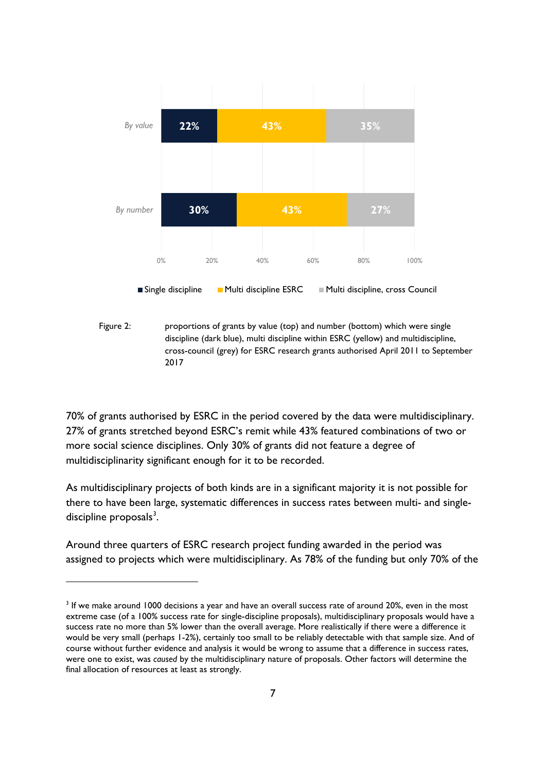| | Single discipline | Multi discipline ESRC | Multi discipline, cross Council |
|---|---|---|---|
| *By value* | 22% | 43% | 35% |
| *By number* | 30% | 43% | 27% |

Figure 2: proportions of grants by value (top) and number (bottom) which were single discipline (dark blue), multi discipline within ESRC (yellow) and multidiscipline, cross-council (grey) for ESRC research grants authorised April 2011 to September 2017

70% of grants authorised by ESRC in the period covered by the data were multidisciplinary. 27% of grants stretched beyond ESRC's remit while 43% featured combinations of two or more social science disciplines. Only 30% of grants did not feature a degree of multidisciplinarity significant enough for it to be recorded.

As multidisciplinary projects of both kinds are in a significant majority it is not possible for there to have been large, systematic differences in success rates between multi- and single-discipline proposals[3].

Around three quarters of ESRC research project funding awarded in the period was assigned to projects which were multidisciplinary. As 78% of the funding but only 70% of the

[3] If we make around 1000 decisions a year and have an overall success rate of around 20%, even in the most extreme case (of a 100% success rate for single-discipline proposals), multidisciplinary proposals would have a success rate no more than 5% lower than the overall average. More realistically if there were a difference it would be very small (perhaps 1-2%), certainly too small to be reliably detectable with that sample size. And of course without further evidence and analysis it would be wrong to assume that a difference in success rates, were one to exist, was *caused* by the multidisciplinary nature of proposals. Other factors will determine the final allocation of resources at least as strongly.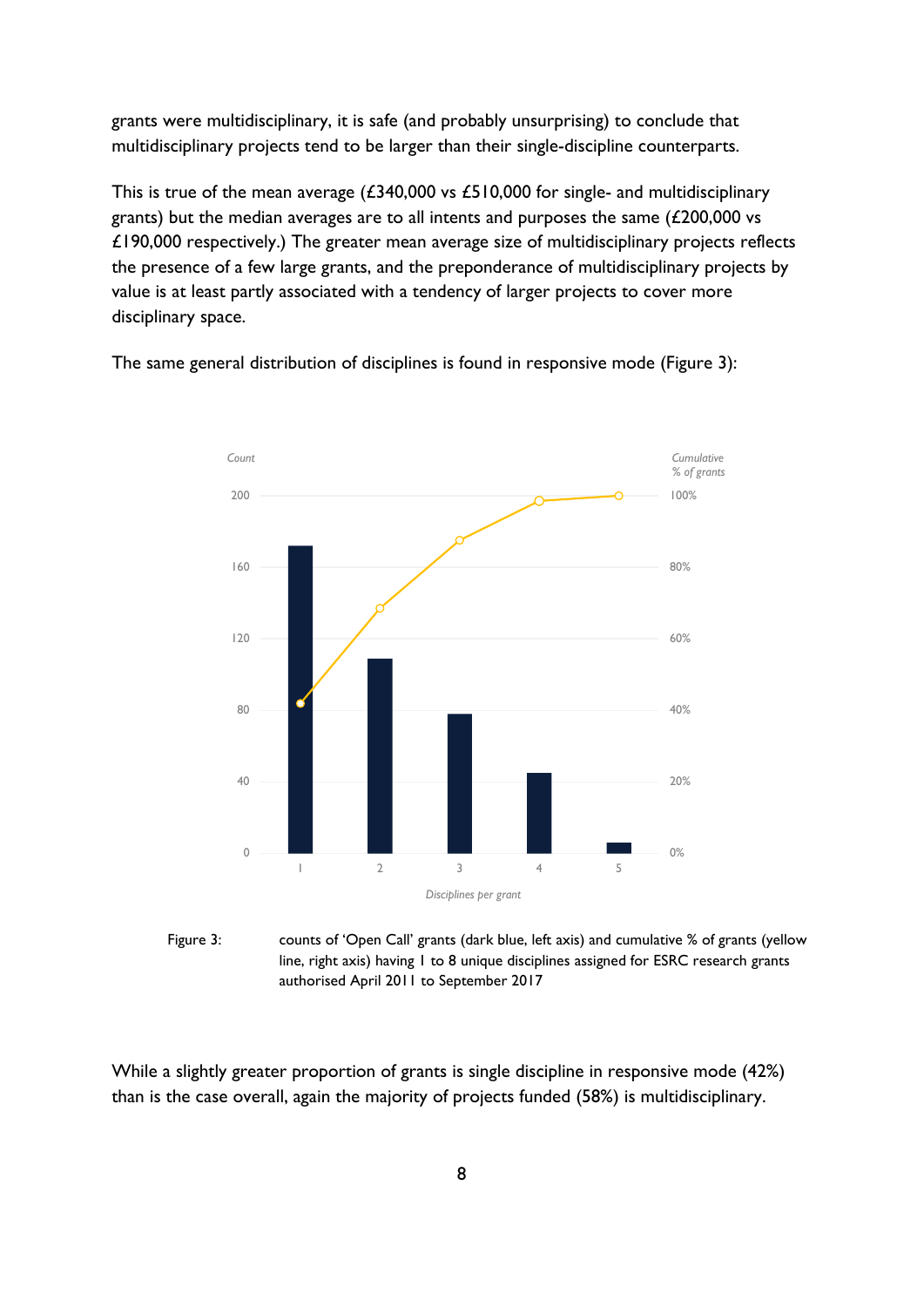grants were multidisciplinary, it is safe (and probably unsurprising) to conclude that multidisciplinary projects tend to be larger than their single-discipline counterparts.

This is true of the mean average (£340,000 vs £510,000 for single- and multidisciplinary grants) but the median averages are to all intents and purposes the same (£200,000 vs £190,000 respectively.) The greater mean average size of multidisciplinary projects reflects the presence of a few large grants, and the preponderance of multidisciplinary projects by value is at least partly associated with a tendency of larger projects to cover more disciplinary space.

The same general distribution of disciplines is found in responsive mode (Figure 3):

Figure 3: counts of 'Open Call' grants (dark blue, left axis) and cumulative % of grants (yellow line, right axis) having 1 to 8 unique disciplines assigned for ESRC research grants authorised April 2011 to September 2017

While a slightly greater proportion of grants is single discipline in responsive mode (42%) than is the case overall, again the majority of projects funded (58%) is multidisciplinary.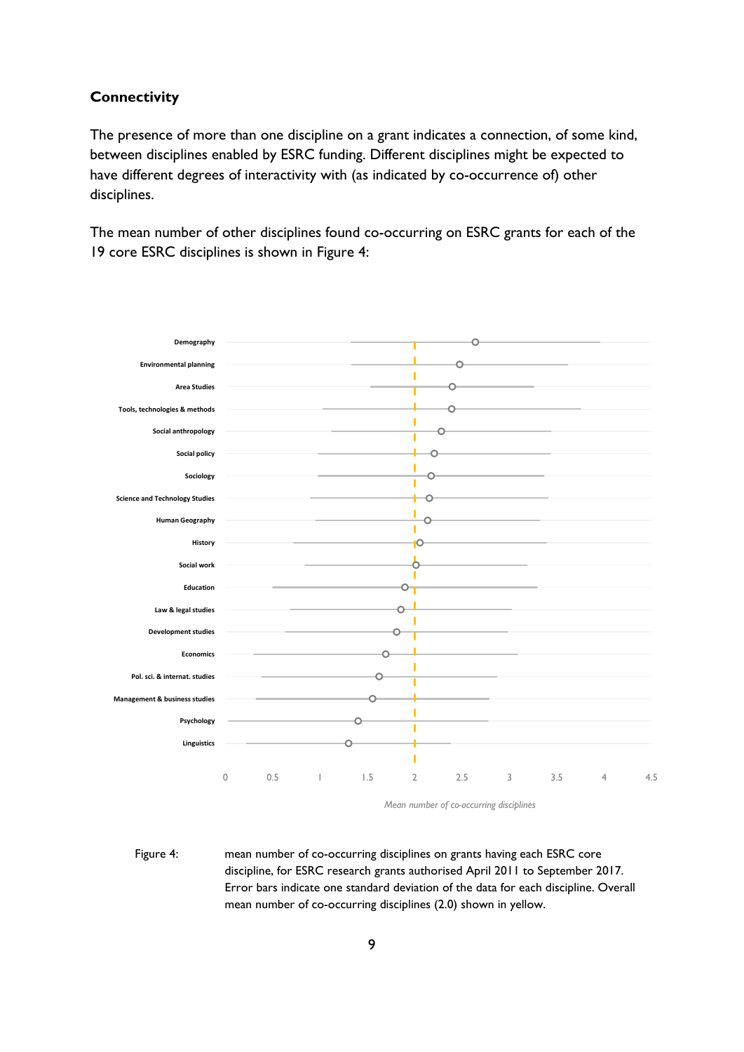### Connectivity

The presence of more than one discipline on a grant indicates a connection, of some kind, between disciplines enabled by ESRC funding. Different disciplines might be expected to have different degrees of interactivity with (as indicated by co-occurrence of) other disciplines.

The mean number of other disciplines found co-occurring on ESRC grants for each of the 19 core ESRC disciplines is shown in Figure 4:

Figure 4: mean number of co-occurring disciplines on grants having each ESRC core discipline, for ESRC research grants authorised April 2011 to September 2017. Error bars indicate one standard deviation of the data for each discipline. Overall mean number of co-occurring disciplines (2.0) shown in yellow.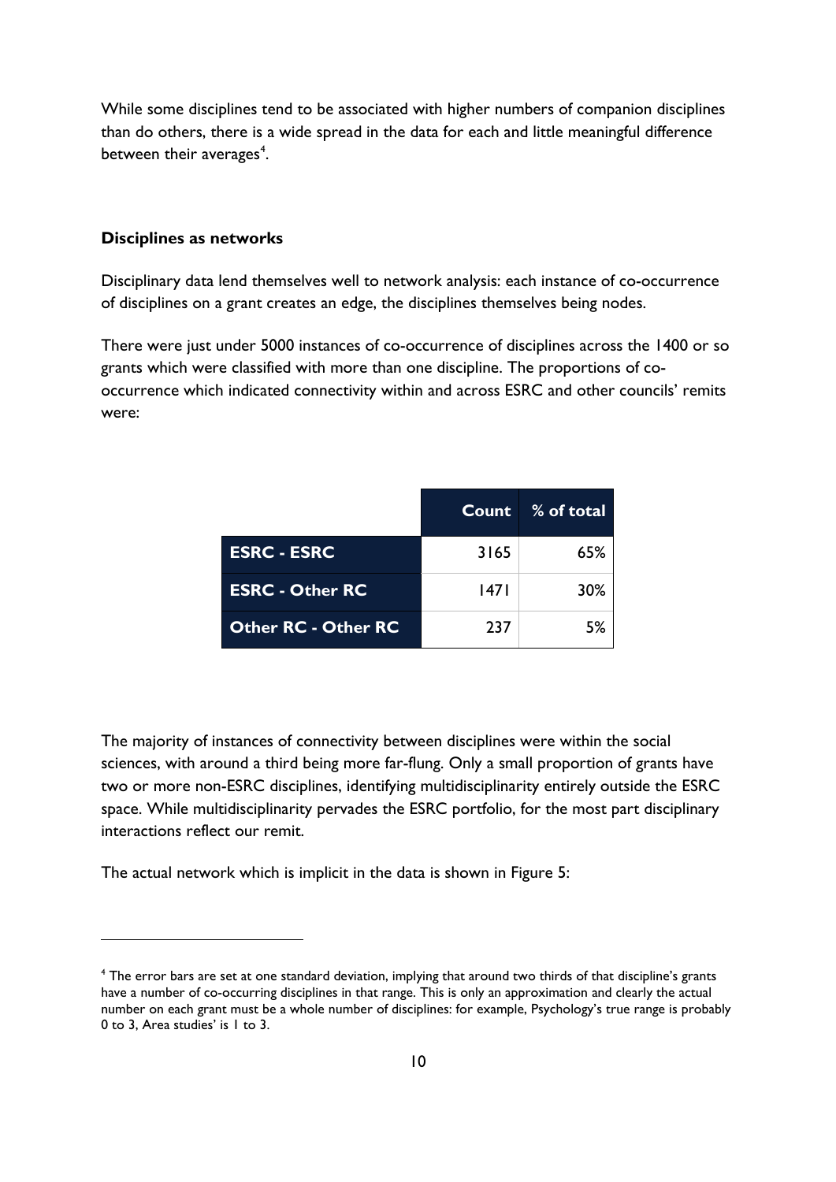While some disciplines tend to be associated with higher numbers of companion disciplines than do others, there is a wide spread in the data for each and little meaningful difference between their averages[4].

**Disciplines as networks**

Disciplinary data lend themselves well to network analysis: each instance of co-occurrence of disciplines on a grant creates an edge, the disciplines themselves being nodes.

There were just under 5000 instances of co-occurrence of disciplines across the 1400 or so grants which were classified with more than one discipline. The proportions of co-occurrence which indicated connectivity within and across ESRC and other councils' remits were:

| | Count | % of total |
|---|---|---|
| **ESRC - ESRC** | 3165 | 65% |
| **ESRC - Other RC** | 1471 | 30% |
| **Other RC - Other RC** | 237 | 5% |

The majority of instances of connectivity between disciplines were within the social sciences, with around a third being more far-flung. Only a small proportion of grants have two or more non-ESRC disciplines, identifying multidisciplinarity entirely outside the ESRC space. While multidisciplinarity pervades the ESRC portfolio, for the most part disciplinary interactions reflect our remit.

The actual network which is implicit in the data is shown in Figure 5:

[4] The error bars are set at one standard deviation, implying that around two thirds of that discipline's grants have a number of co-occurring disciplines in that range. This is only an approximation and clearly the actual number on each grant must be a whole number of disciplines: for example, Psychology's true range is probably 0 to 3, Area studies' is 1 to 3.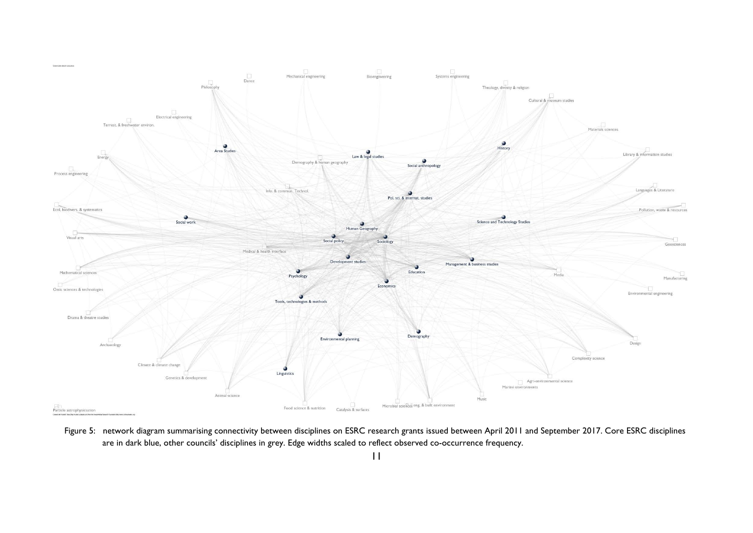Figure 5: network diagram summarising connectivity between disciplines on ESRC research grants issued between April 2011 and September 2017. Core ESRC disciplines are in dark blue, other councils' disciplines in grey. Edge widths scaled to reflect observed co-occurrence frequency.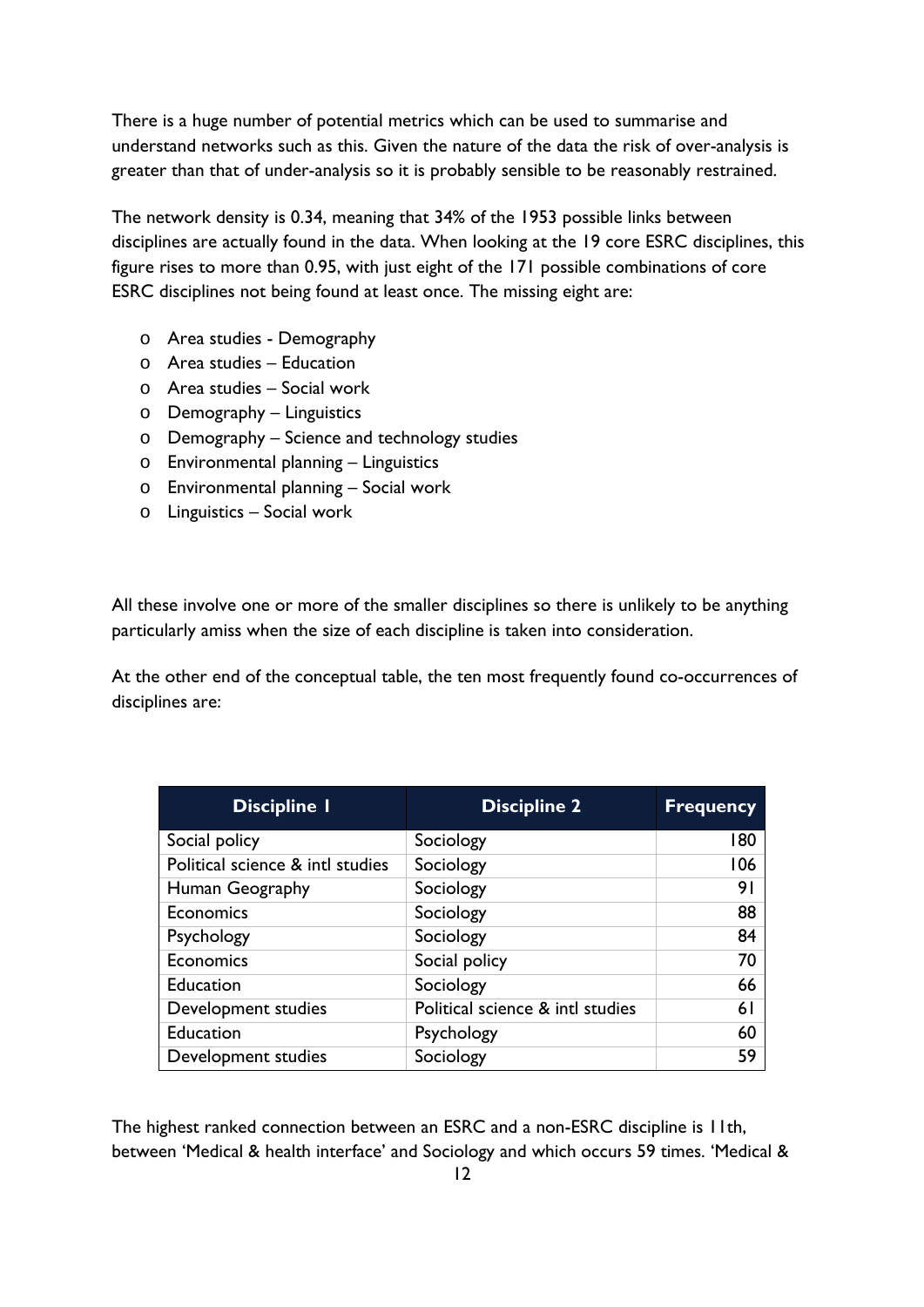There is a huge number of potential metrics which can be used to summarise and understand networks such as this. Given the nature of the data the risk of over-analysis is greater than that of under-analysis so it is probably sensible to be reasonably restrained.

The network density is 0.34, meaning that 34% of the 1953 possible links between disciplines are actually found in the data. When looking at the 19 core ESRC disciplines, this figure rises to more than 0.95, with just eight of the 171 possible combinations of core ESRC disciplines not being found at least once. The missing eight are:

- Area studies - Demography
- Area studies – Education
- Area studies – Social work
- Demography – Linguistics
- Demography – Science and technology studies
- Environmental planning – Linguistics
- Environmental planning – Social work
- Linguistics – Social work

All these involve one or more of the smaller disciplines so there is unlikely to be anything particularly amiss when the size of each discipline is taken into consideration.

At the other end of the conceptual table, the ten most frequently found co-occurrences of disciplines are:

| Discipline 1 | Discipline 2 | Frequency |
|---|---|---|
| Social policy | Sociology | 180 |
| Political science & intl studies | Sociology | 106 |
| Human Geography | Sociology | 91 |
| Economics | Sociology | 88 |
| Psychology | Sociology | 84 |
| Economics | Social policy | 70 |
| Education | Sociology | 66 |
| Development studies | Political science & intl studies | 61 |
| Education | Psychology | 60 |
| Development studies | Sociology | 59 |

The highest ranked connection between an ESRC and a non-ESRC discipline is 11th, between 'Medical & health interface' and Sociology and which occurs 59 times. 'Medical &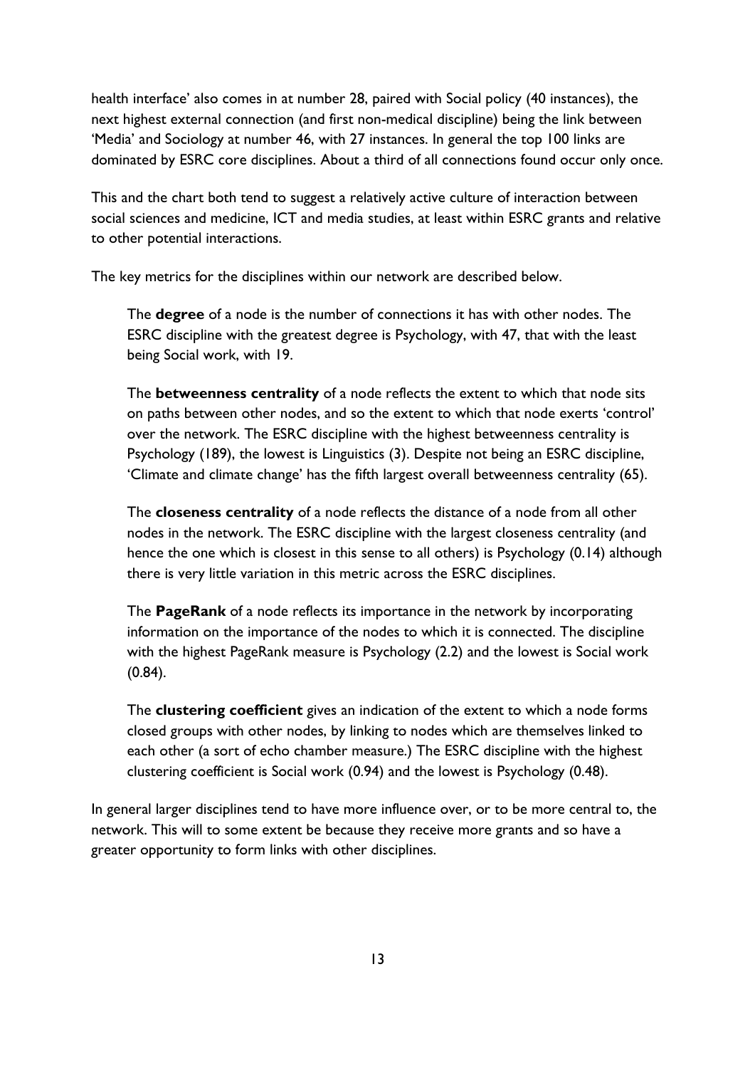health interface' also comes in at number 28, paired with Social policy (40 instances), the next highest external connection (and first non-medical discipline) being the link between 'Media' and Sociology at number 46, with 27 instances. In general the top 100 links are dominated by ESRC core disciplines. About a third of all connections found occur only once.

This and the chart both tend to suggest a relatively active culture of interaction between social sciences and medicine, ICT and media studies, at least within ESRC grants and relative to other potential interactions.

The key metrics for the disciplines within our network are described below.

> The **degree** of a node is the number of connections it has with other nodes. The ESRC discipline with the greatest degree is Psychology, with 47, that with the least being Social work, with 19.
>
> The **betweenness centrality** of a node reflects the extent to which that node sits on paths between other nodes, and so the extent to which that node exerts 'control' over the network. The ESRC discipline with the highest betweenness centrality is Psychology (189), the lowest is Linguistics (3). Despite not being an ESRC discipline, 'Climate and climate change' has the fifth largest overall betweenness centrality (65).
>
> The **closeness centrality** of a node reflects the distance of a node from all other nodes in the network. The ESRC discipline with the largest closeness centrality (and hence the one which is closest in this sense to all others) is Psychology (0.14) although there is very little variation in this metric across the ESRC disciplines.
>
> The **PageRank** of a node reflects its importance in the network by incorporating information on the importance of the nodes to which it is connected. The discipline with the highest PageRank measure is Psychology (2.2) and the lowest is Social work (0.84).
>
> The **clustering coefficient** gives an indication of the extent to which a node forms closed groups with other nodes, by linking to nodes which are themselves linked to each other (a sort of echo chamber measure.) The ESRC discipline with the highest clustering coefficient is Social work (0.94) and the lowest is Psychology (0.48).

In general larger disciplines tend to have more influence over, or to be more central to, the network. This will to some extent be because they receive more grants and so have a greater opportunity to form links with other disciplines.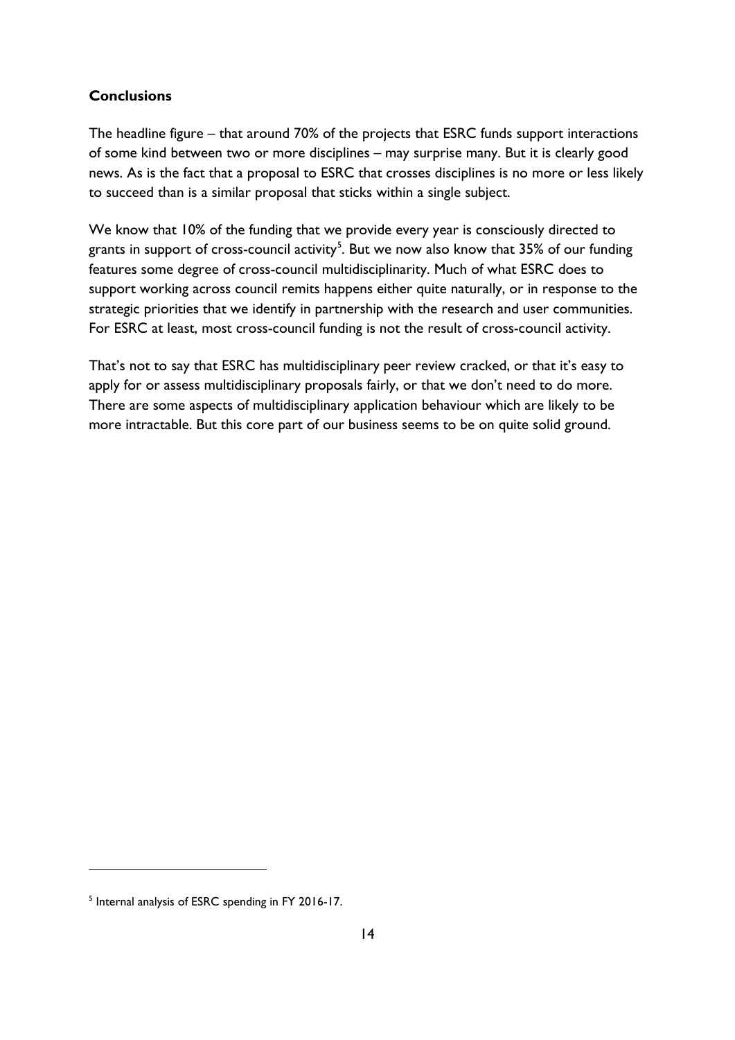**Conclusions**

The headline figure – that around 70% of the projects that ESRC funds support interactions of some kind between two or more disciplines – may surprise many. But it is clearly good news. As is the fact that a proposal to ESRC that crosses disciplines is no more or less likely to succeed than is a similar proposal that sticks within a single subject.

We know that 10% of the funding that we provide every year is consciously directed to grants in support of cross-council activity[5]. But we now also know that 35% of our funding features some degree of cross-council multidisciplinarity. Much of what ESRC does to support working across council remits happens either quite naturally, or in response to the strategic priorities that we identify in partnership with the research and user communities. For ESRC at least, most cross-council funding is not the result of cross-council activity.

That's not to say that ESRC has multidisciplinary peer review cracked, or that it's easy to apply for or assess multidisciplinary proposals fairly, or that we don't need to do more. There are some aspects of multidisciplinary application behaviour which are likely to be more intractable. But this core part of our business seems to be on quite solid ground.

---

[5] Internal analysis of ESRC spending in FY 2016-17.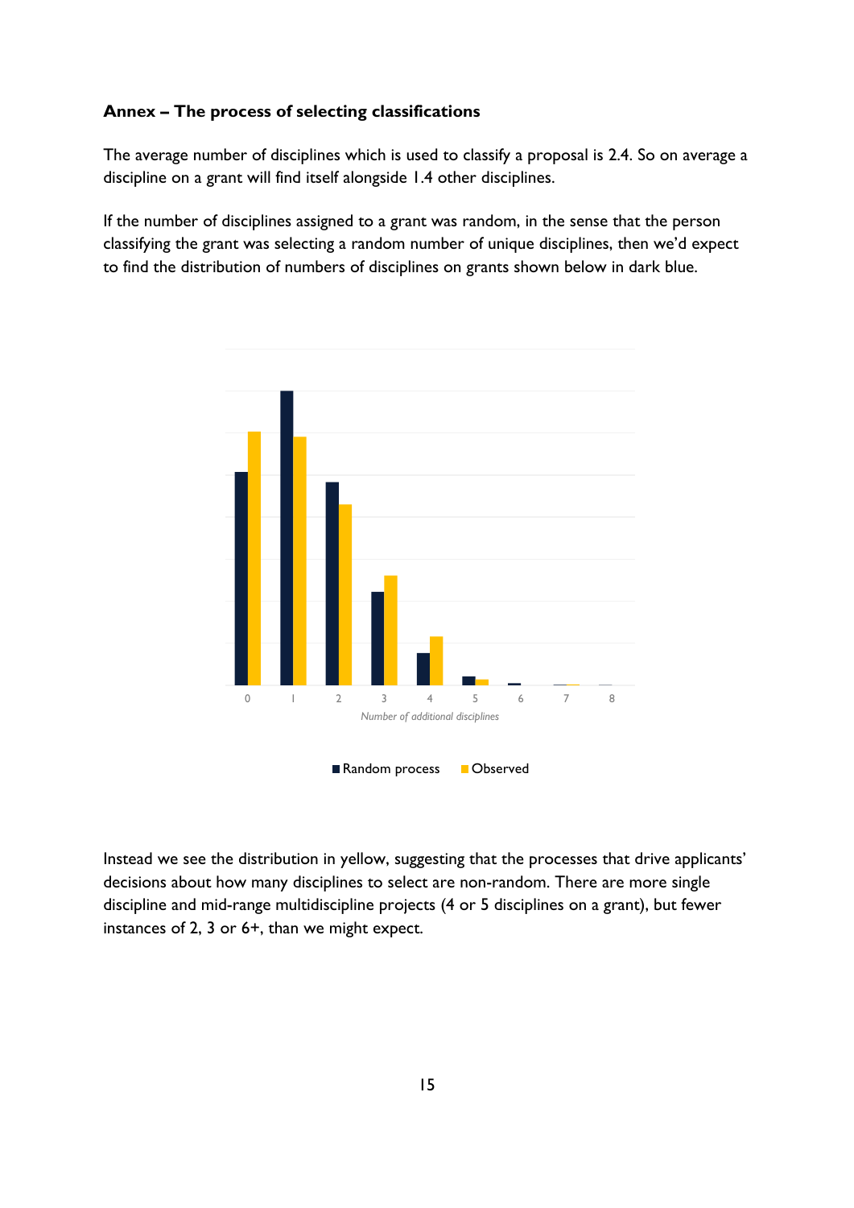**Annex – The process of selecting classifications**

The average number of disciplines which is used to classify a proposal is 2.4. So on average a discipline on a grant will find itself alongside 1.4 other disciplines.

If the number of disciplines assigned to a grant was random, in the sense that the person classifying the grant was selecting a random number of unique disciplines, then we'd expect to find the distribution of numbers of disciplines on grants shown below in dark blue.

0
1
2
3
4
5
6
7
8

*Number of additional disciplines*

Random process
Observed

Instead we see the distribution in yellow, suggesting that the processes that drive applicants' decisions about how many disciplines to select are non-random. There are more single discipline and mid-range multidiscipline projects (4 or 5 disciplines on a grant), but fewer instances of 2, 3 or 6+, than we might expect.